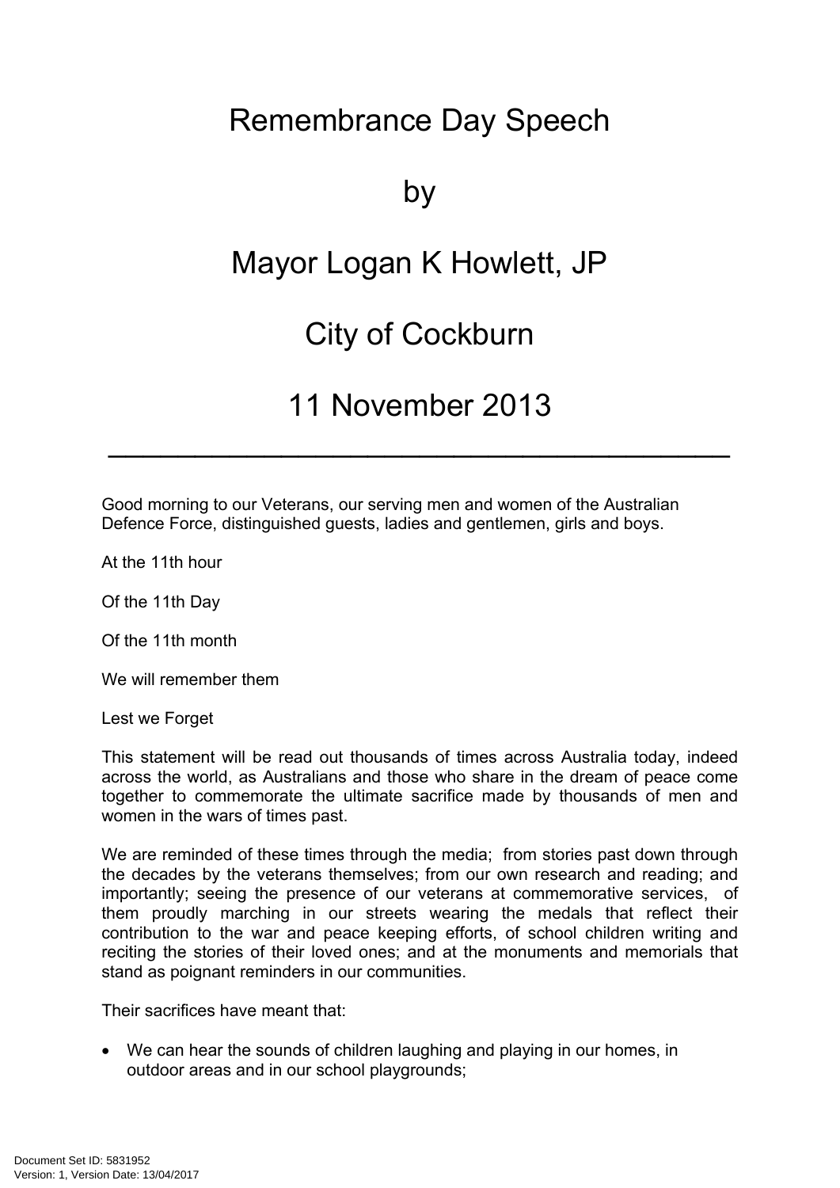# Remembrance Day Speech

# by

# Mayor Logan K Howlett, JP

# City of Cockburn

# 11 November 2013

---

Good morning to our Veterans, our serving men and women of the Australian Defence Force, distinguished guests, ladies and gentlemen, girls and boys.

At the 11th hour

Of the 11th Day

Of the 11th month

We will remember them

Lest we Forget

This statement will be read out thousands of times across Australia today, indeed across the world, as Australians and those who share in the dream of peace come together to commemorate the ultimate sacrifice made by thousands of men and women in the wars of times past.

We are reminded of these times through the media; from stories past down through the decades by the veterans themselves; from our own research and reading; and importantly; seeing the presence of our veterans at commemorative services, of them proudly marching in our streets wearing the medals that reflect their contribution to the war and peace keeping efforts, of school children writing and reciting the stories of their loved ones; and at the monuments and memorials that stand as poignant reminders in our communities.

Their sacrifices have meant that:

- We can hear the sounds of children laughing and playing in our homes, in outdoor areas and in our school playgrounds;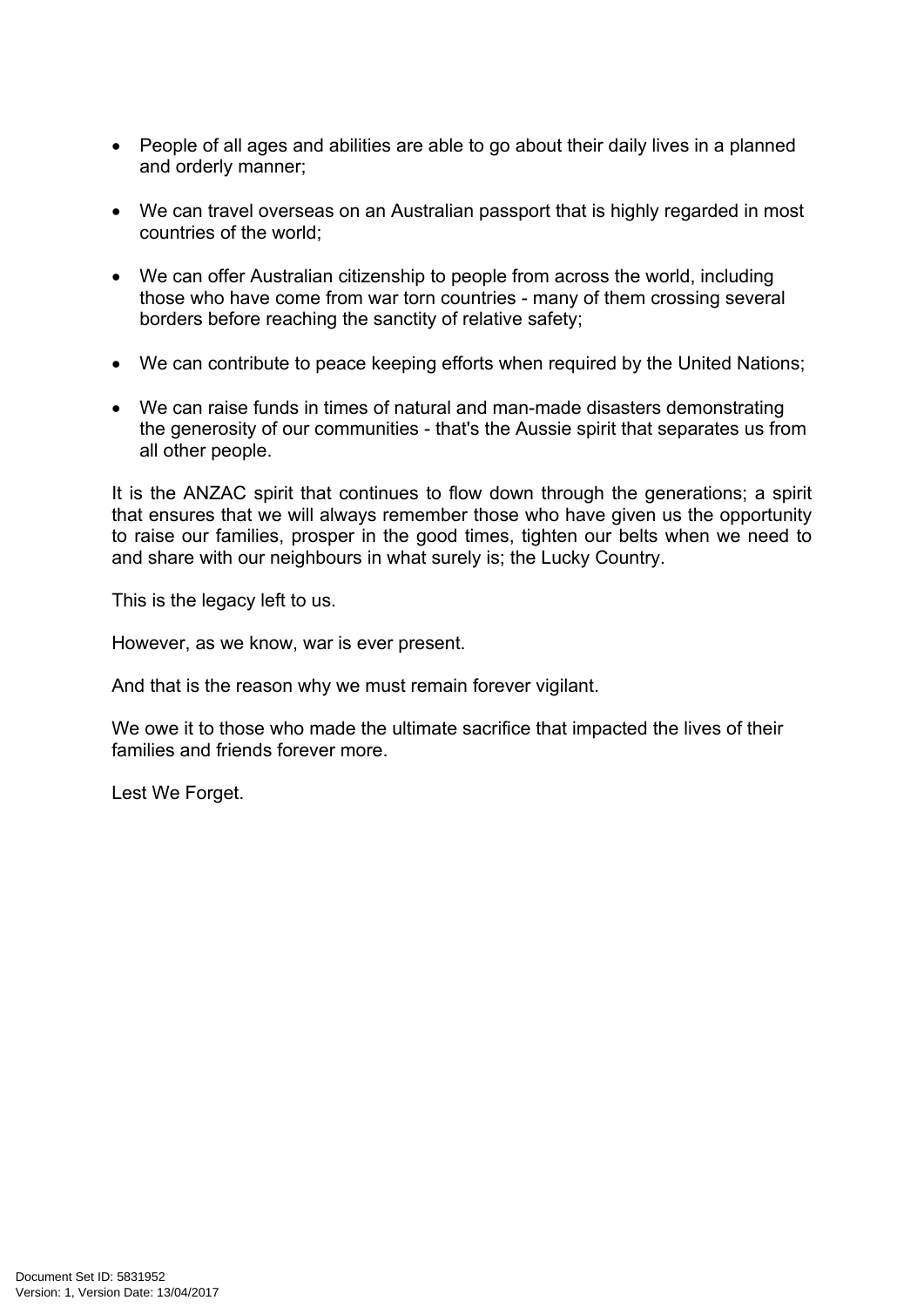- People of all ages and abilities are able to go about their daily lives in a planned and orderly manner;

- We can travel overseas on an Australian passport that is highly regarded in most countries of the world;

- We can offer Australian citizenship to people from across the world, including those who have come from war torn countries - many of them crossing several borders before reaching the sanctity of relative safety;

- We can contribute to peace keeping efforts when required by the United Nations;

- We can raise funds in times of natural and man-made disasters demonstrating the generosity of our communities - that's the Aussie spirit that separates us from all other people.

It is the ANZAC spirit that continues to flow down through the generations; a spirit that ensures that we will always remember those who have given us the opportunity to raise our families, prosper in the good times, tighten our belts when we need to and share with our neighbours in what surely is; the Lucky Country.

This is the legacy left to us.

However, as we know, war is ever present.

And that is the reason why we must remain forever vigilant.

We owe it to those who made the ultimate sacrifice that impacted the lives of their families and friends forever more.

Lest We Forget.